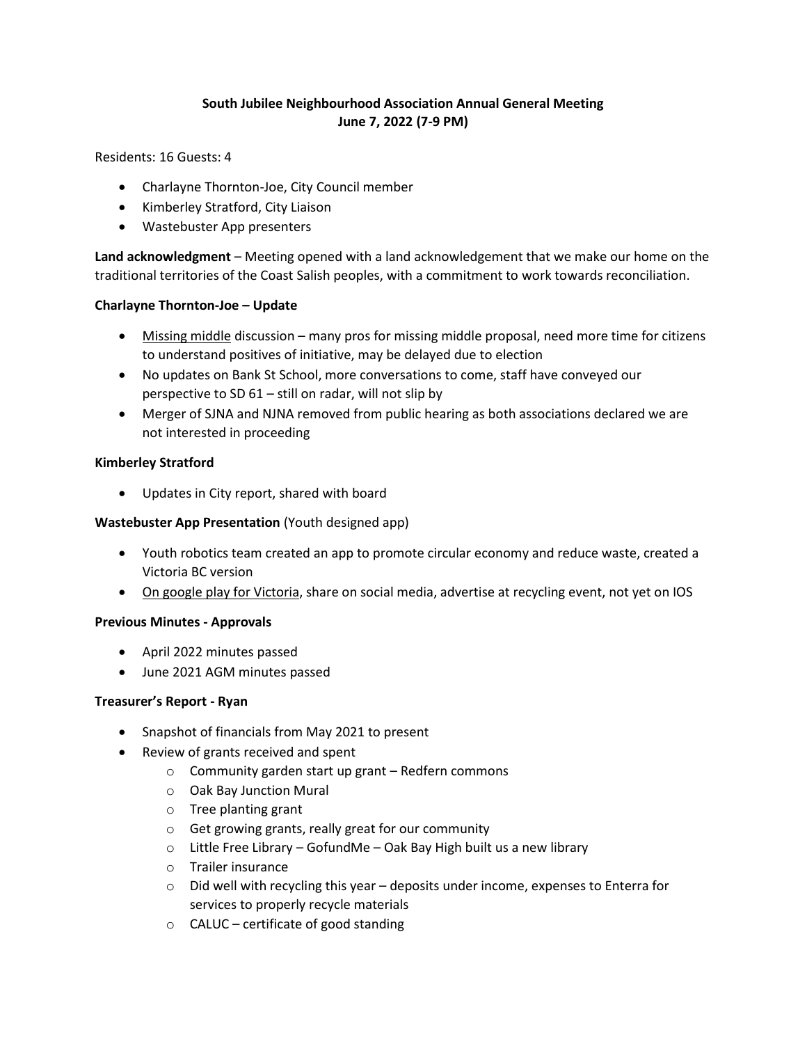# South Jubilee Neighbourhood Association Annual General Meeting
## June 7, 2022 (7-9 PM)

Residents: 16 Guests: 4

- Charlayne Thornton-Joe, City Council member
- Kimberley Stratford, City Liaison
- Wastebuster App presenters

**Land acknowledgment** – Meeting opened with a land acknowledgement that we make our home on the traditional territories of the Coast Salish peoples, with a commitment to work towards reconciliation.

**Charlayne Thornton-Joe – Update**

- Missing middle discussion – many pros for missing middle proposal, need more time for citizens to understand positives of initiative, may be delayed due to election
- No updates on Bank St School, more conversations to come, staff have conveyed our perspective to SD 61 – still on radar, will not slip by
- Merger of SJNA and NJNA removed from public hearing as both associations declared we are not interested in proceeding

**Kimberley Stratford**

- Updates in City report, shared with board

**Wastebuster App Presentation** (Youth designed app)

- Youth robotics team created an app to promote circular economy and reduce waste, created a Victoria BC version
- On google play for Victoria, share on social media, advertise at recycling event, not yet on IOS

**Previous Minutes - Approvals**

- April 2022 minutes passed
- June 2021 AGM minutes passed

**Treasurer's Report - Ryan**

- Snapshot of financials from May 2021 to present
- Review of grants received and spent
  - Community garden start up grant – Redfern commons
  - Oak Bay Junction Mural
  - Tree planting grant
  - Get growing grants, really great for our community
  - Little Free Library – GofundMe – Oak Bay High built us a new library
  - Trailer insurance
  - Did well with recycling this year – deposits under income, expenses to Enterra for services to properly recycle materials
  - CALUC – certificate of good standing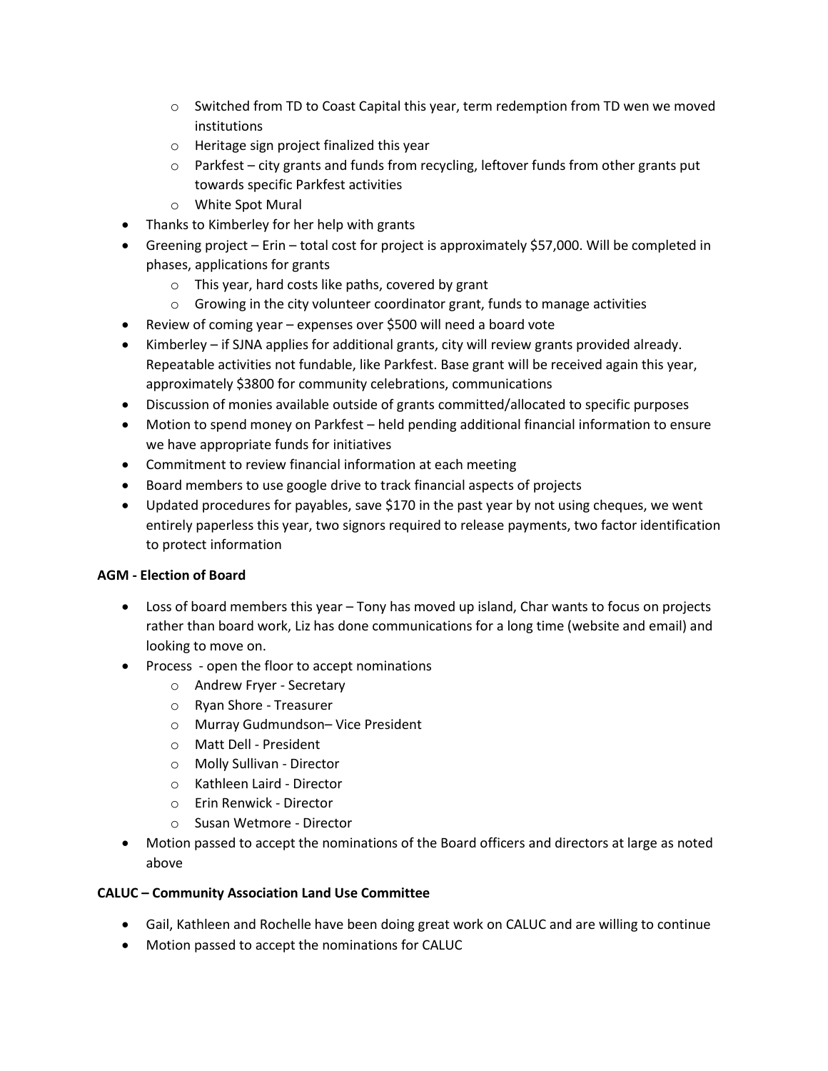- Switched from TD to Coast Capital this year, term redemption from TD wen we moved institutions
  - Heritage sign project finalized this year
  - Parkfest – city grants and funds from recycling, leftover funds from other grants put towards specific Parkfest activities
  - White Spot Mural
- Thanks to Kimberley for her help with grants
- Greening project – Erin – total cost for project is approximately $57,000. Will be completed in phases, applications for grants
  - This year, hard costs like paths, covered by grant
  - Growing in the city volunteer coordinator grant, funds to manage activities
- Review of coming year – expenses over $500 will need a board vote
- Kimberley – if SJNA applies for additional grants, city will review grants provided already. Repeatable activities not fundable, like Parkfest. Base grant will be received again this year, approximately $3800 for community celebrations, communications
- Discussion of monies available outside of grants committed/allocated to specific purposes
- Motion to spend money on Parkfest – held pending additional financial information to ensure we have appropriate funds for initiatives
- Commitment to review financial information at each meeting
- Board members to use google drive to track financial aspects of projects
- Updated procedures for payables, save $170 in the past year by not using cheques, we went entirely paperless this year, two signors required to release payments, two factor identification to protect information

**AGM - Election of Board**

- Loss of board members this year – Tony has moved up island, Char wants to focus on projects rather than board work, Liz has done communications for a long time (website and email) and looking to move on.
- Process - open the floor to accept nominations
  - Andrew Fryer - Secretary
  - Ryan Shore - Treasurer
  - Murray Gudmundson– Vice President
  - Matt Dell - President
  - Molly Sullivan - Director
  - Kathleen Laird - Director
  - Erin Renwick - Director
  - Susan Wetmore - Director
- Motion passed to accept the nominations of the Board officers and directors at large as noted above

**CALUC – Community Association Land Use Committee**

- Gail, Kathleen and Rochelle have been doing great work on CALUC and are willing to continue
- Motion passed to accept the nominations for CALUC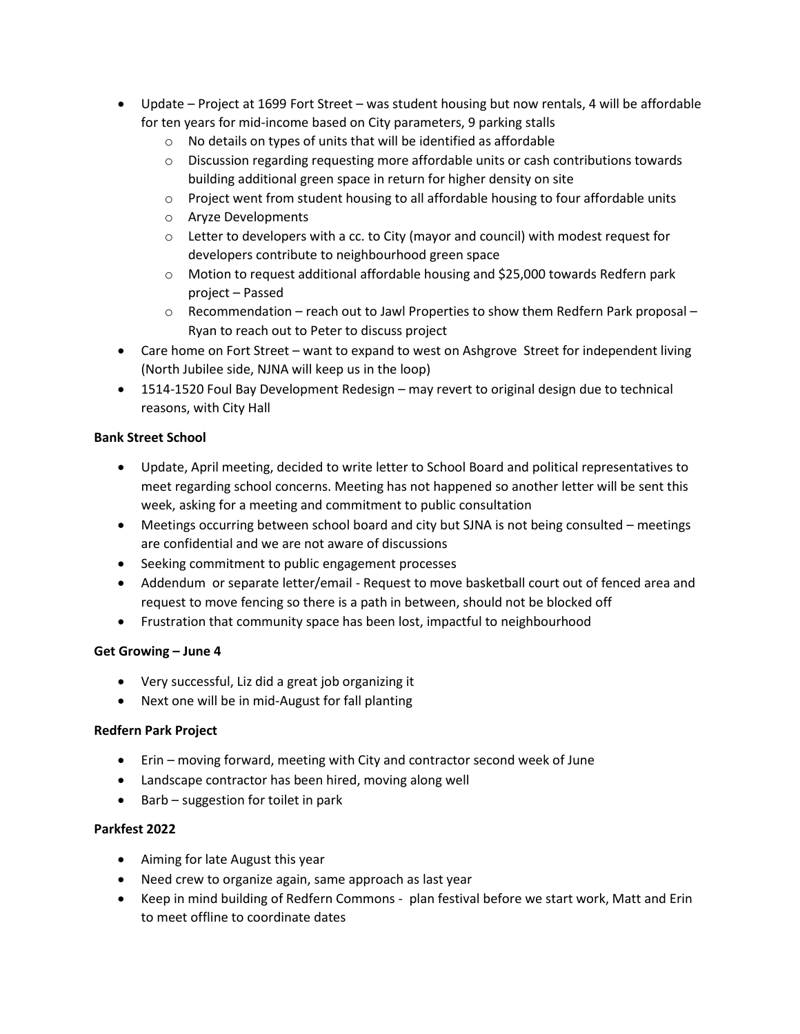- Update – Project at 1699 Fort Street – was student housing but now rentals, 4 will be affordable for ten years for mid-income based on City parameters, 9 parking stalls
  - No details on types of units that will be identified as affordable
  - Discussion regarding requesting more affordable units or cash contributions towards building additional green space in return for higher density on site
  - Project went from student housing to all affordable housing to four affordable units
  - Aryze Developments
  - Letter to developers with a cc. to City (mayor and council) with modest request for developers contribute to neighbourhood green space
  - Motion to request additional affordable housing and $25,000 towards Redfern park project – Passed
  - Recommendation – reach out to Jawl Properties to show them Redfern Park proposal – Ryan to reach out to Peter to discuss project
- Care home on Fort Street – want to expand to west on Ashgrove Street for independent living (North Jubilee side, NJNA will keep us in the loop)
- 1514-1520 Foul Bay Development Redesign – may revert to original design due to technical reasons, with City Hall

**Bank Street School**

- Update, April meeting, decided to write letter to School Board and political representatives to meet regarding school concerns. Meeting has not happened so another letter will be sent this week, asking for a meeting and commitment to public consultation
- Meetings occurring between school board and city but SJNA is not being consulted – meetings are confidential and we are not aware of discussions
- Seeking commitment to public engagement processes
- Addendum or separate letter/email - Request to move basketball court out of fenced area and request to move fencing so there is a path in between, should not be blocked off
- Frustration that community space has been lost, impactful to neighbourhood

**Get Growing – June 4**

- Very successful, Liz did a great job organizing it
- Next one will be in mid-August for fall planting

**Redfern Park Project**

- Erin – moving forward, meeting with City and contractor second week of June
- Landscape contractor has been hired, moving along well
- Barb – suggestion for toilet in park

**Parkfest 2022**

- Aiming for late August this year
- Need crew to organize again, same approach as last year
- Keep in mind building of Redfern Commons - plan festival before we start work, Matt and Erin to meet offline to coordinate dates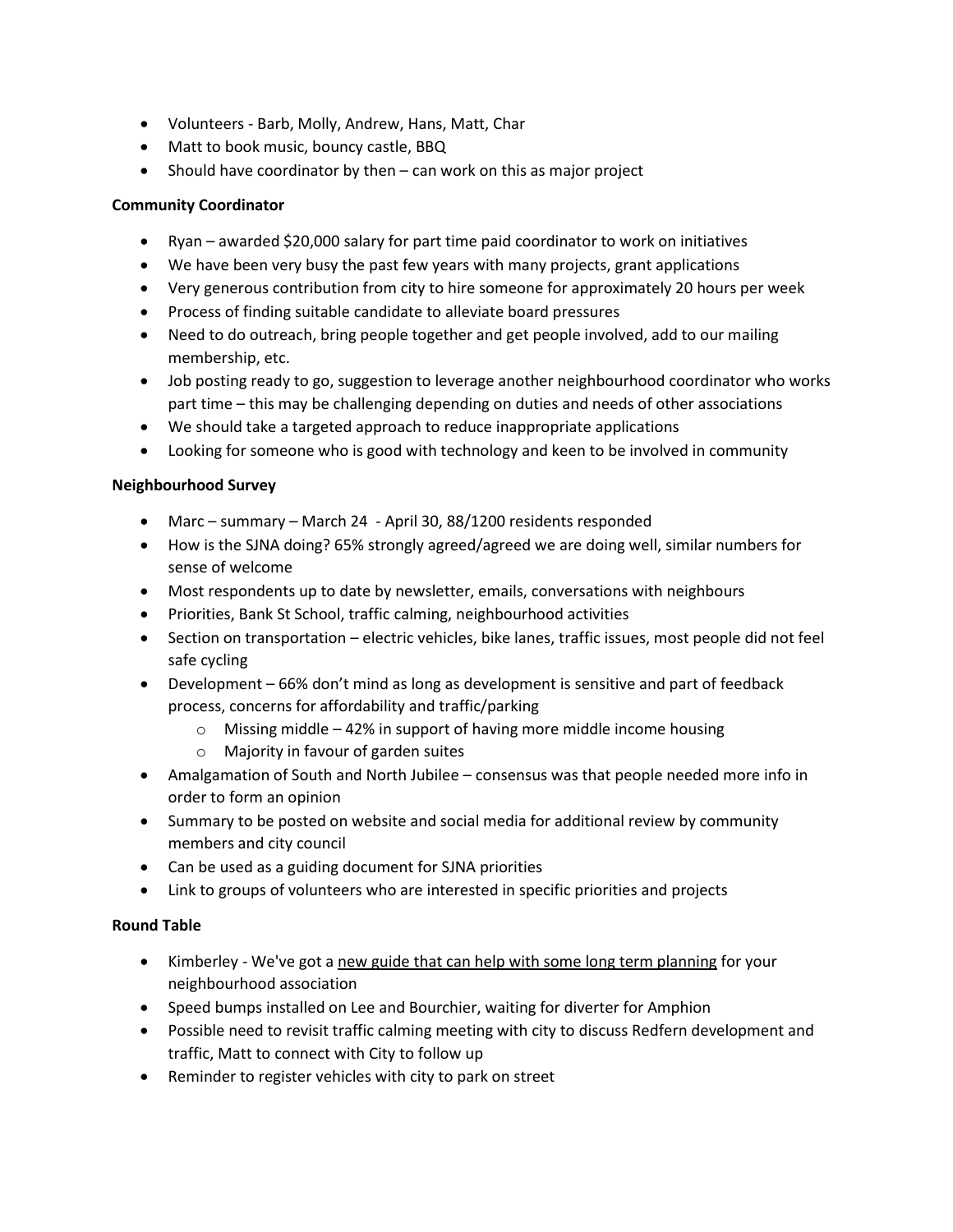- Volunteers - Barb, Molly, Andrew, Hans, Matt, Char
- Matt to book music, bouncy castle, BBQ
- Should have coordinator by then – can work on this as major project

**Community Coordinator**

- Ryan – awarded $20,000 salary for part time paid coordinator to work on initiatives
- We have been very busy the past few years with many projects, grant applications
- Very generous contribution from city to hire someone for approximately 20 hours per week
- Process of finding suitable candidate to alleviate board pressures
- Need to do outreach, bring people together and get people involved, add to our mailing membership, etc.
- Job posting ready to go, suggestion to leverage another neighbourhood coordinator who works part time – this may be challenging depending on duties and needs of other associations
- We should take a targeted approach to reduce inappropriate applications
- Looking for someone who is good with technology and keen to be involved in community

**Neighbourhood Survey**

- Marc – summary – March 24 - April 30, 88/1200 residents responded
- How is the SJNA doing? 65% strongly agreed/agreed we are doing well, similar numbers for sense of welcome
- Most respondents up to date by newsletter, emails, conversations with neighbours
- Priorities, Bank St School, traffic calming, neighbourhood activities
- Section on transportation – electric vehicles, bike lanes, traffic issues, most people did not feel safe cycling
- Development – 66% don't mind as long as development is sensitive and part of feedback process, concerns for affordability and traffic/parking
  - Missing middle – 42% in support of having more middle income housing
  - Majority in favour of garden suites
- Amalgamation of South and North Jubilee – consensus was that people needed more info in order to form an opinion
- Summary to be posted on website and social media for additional review by community members and city council
- Can be used as a guiding document for SJNA priorities
- Link to groups of volunteers who are interested in specific priorities and projects

**Round Table**

- Kimberley - We've got a new guide that can help with some long term planning for your neighbourhood association
- Speed bumps installed on Lee and Bourchier, waiting for diverter for Amphion
- Possible need to revisit traffic calming meeting with city to discuss Redfern development and traffic, Matt to connect with City to follow up
- Reminder to register vehicles with city to park on street